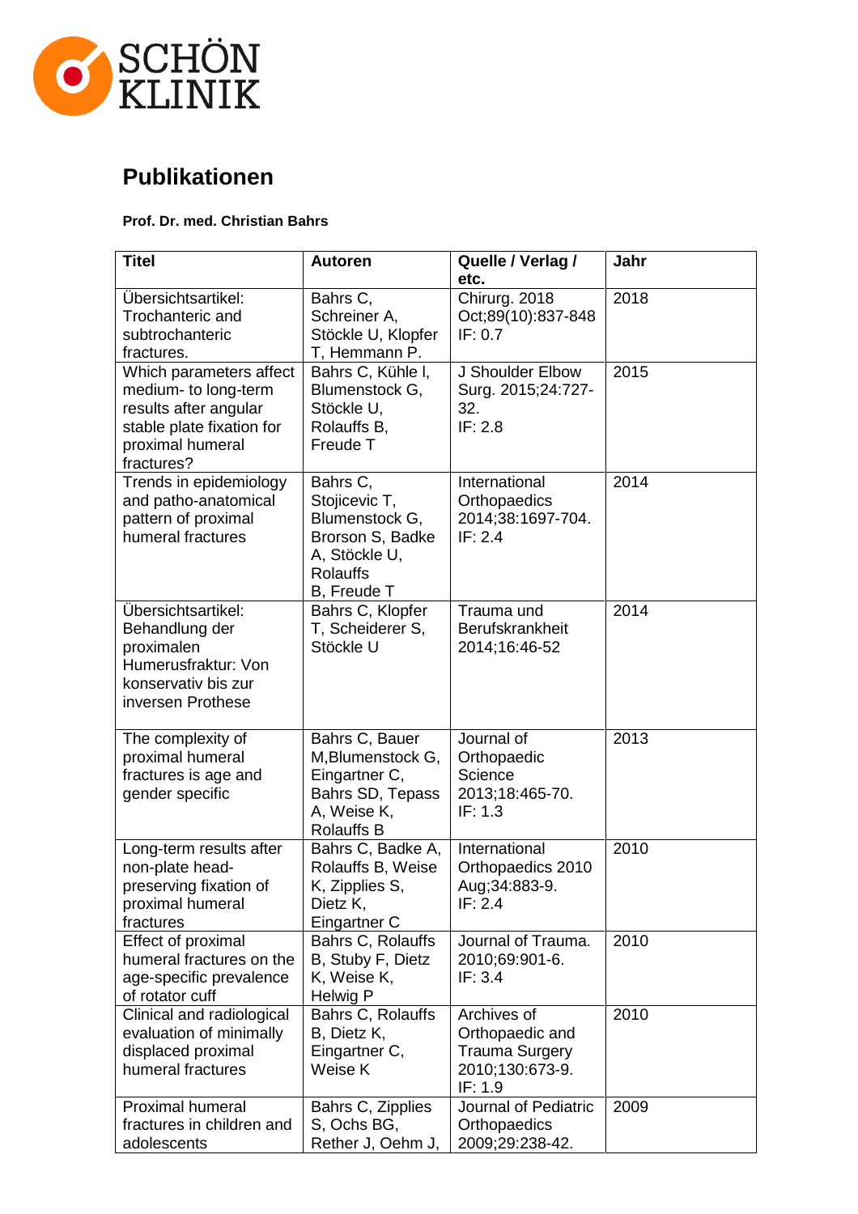SCHÖN KLINIK

# Publikationen

**Prof. Dr. med. Christian Bahrs**

| Titel | Autoren | Quelle / Verlag / etc. | Jahr |
|---|---|---|---|
| Übersichtsartikel: Trochanteric and subtrochanteric fractures. | Bahrs C, Schreiner A, Stöckle U, Klopfer T, Hemmann P. | Chirurg. 2018 Oct;89(10):837-848 IF: 0.7 | 2018 |
| Which parameters affect medium- to long-term results after angular stable plate fixation for proximal humeral fractures? | Bahrs C, Kühle l, Blumenstock G, Stöckle U, Rolauffs B, Freude T | J Shoulder Elbow Surg. 2015;24:727-32. IF: 2.8 | 2015 |
| Trends in epidemiology and patho-anatomical pattern of proximal humeral fractures | Bahrs C, Stojicevic T, Blumenstock G, Brorson S, Badke A, Stöckle U, Rolauffs B, Freude T | International Orthopaedics 2014;38:1697-704. IF: 2.4 | 2014 |
| Übersichtsartikel: Behandlung der proximalen Humerusfraktur: Von konservativ bis zur inversen Prothese | Bahrs C, Klopfer T, Scheiderer S, Stöckle U | Trauma und Berufskrankheit 2014;16:46-52 | 2014 |
| The complexity of proximal humeral fractures is age and gender specific | Bahrs C, Bauer M,Blumenstock G, Eingartner C, Bahrs SD, Tepass A, Weise K, Rolauffs B | Journal of Orthopaedic Science 2013;18:465-70. IF: 1.3 | 2013 |
| Long-term results after non-plate head-preserving fixation of proximal humeral fractures | Bahrs C, Badke A, Rolauffs B, Weise K, Zipplies S, Dietz K, Eingartner C | International Orthopaedics 2010 Aug;34:883-9. IF: 2.4 | 2010 |
| Effect of proximal humeral fractures on the age-specific prevalence of rotator cuff | Bahrs C, Rolauffs B, Stuby F, Dietz K, Weise K, Helwig P | Journal of Trauma. 2010;69:901-6. IF: 3.4 | 2010 |
| Clinical and radiological evaluation of minimally displaced proximal humeral fractures | Bahrs C, Rolauffs B, Dietz K, Eingartner C, Weise K | Archives of Orthopaedic and Trauma Surgery 2010;130:673-9. IF: 1.9 | 2010 |
| Proximal humeral fractures in children and adolescents | Bahrs C, Zipplies S, Ochs BG, Rether J, Oehm J, | Journal of Pediatric Orthopaedics 2009;29:238-42. | 2009 |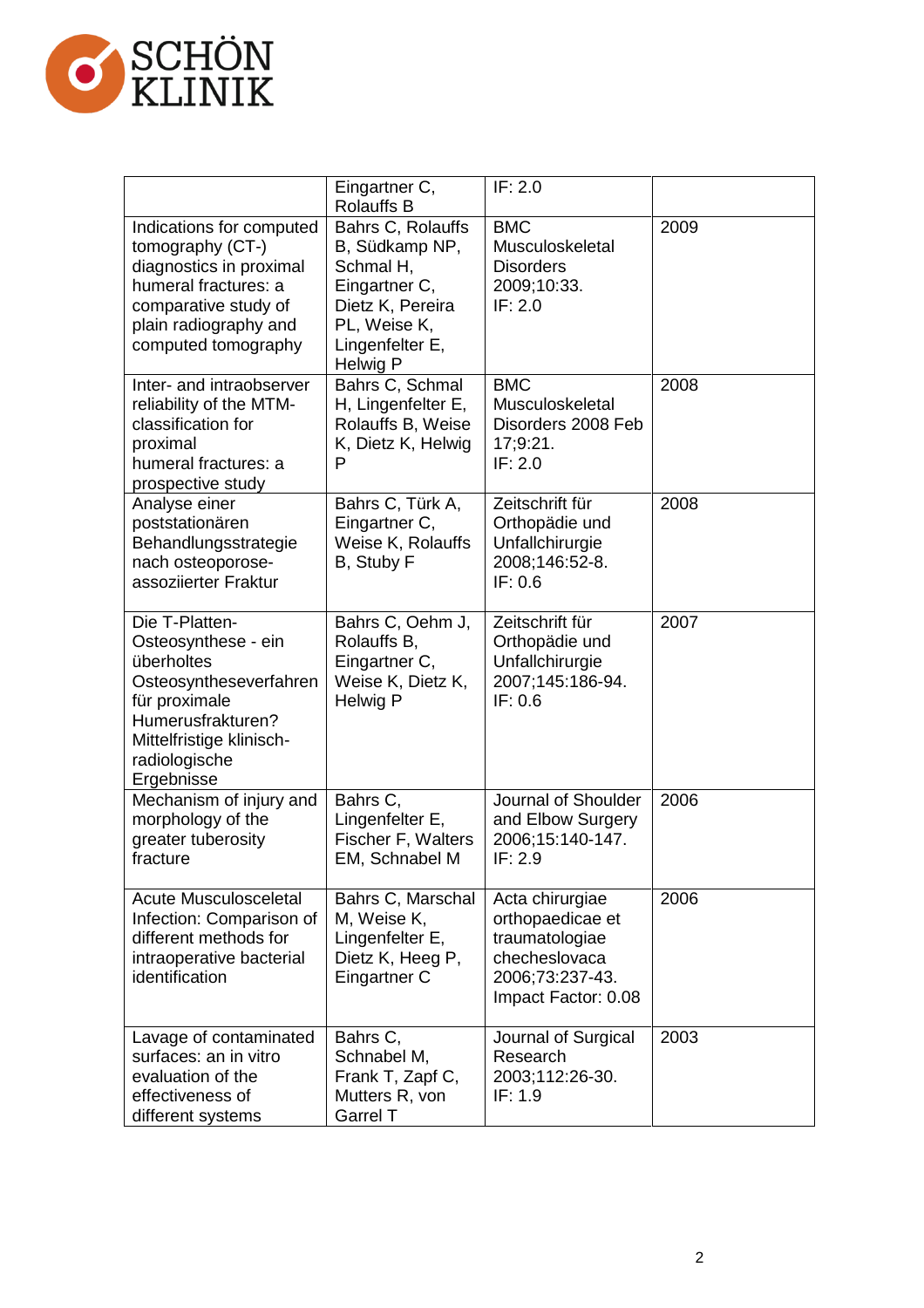| | | | |
|---|---|---|---|
| | Eingartner C, Rolauffs B | IF: 2.0 | |
| Indications for computed tomography (CT-) diagnostics in proximal humeral fractures: a comparative study of plain radiography and computed tomography | Bahrs C, Rolauffs B, Südkamp NP, Schmal H, Eingartner C, Dietz K, Pereira PL, Weise K, Lingenfelter E, Helwig P | BMC Musculoskeletal Disorders 2009;10:33. IF: 2.0 | 2009 |
| Inter- and intraobserver reliability of the MTM-classification for proximal humeral fractures: a prospective study | Bahrs C, Schmal H, Lingenfelter E, Rolauffs B, Weise K, Dietz K, Helwig P | BMC Musculoskeletal Disorders 2008 Feb 17;9:21. IF: 2.0 | 2008 |
| Analyse einer poststationären Behandlungsstrategie nach osteoporose-assoziierter Fraktur | Bahrs C, Türk A, Eingartner C, Weise K, Rolauffs B, Stuby F | Zeitschrift für Orthopädie und Unfallchirurgie 2008;146:52-8. IF: 0.6 | 2008 |
| Die T-Platten-Osteosynthese - ein überholtes Osteosyntheseverfahren für proximale Humerusfrakturen? Mittelfristige klinisch-radiologische Ergebnisse | Bahrs C, Oehm J, Rolauffs B, Eingartner C, Weise K, Dietz K, Helwig P | Zeitschrift für Orthopädie und Unfallchirurgie 2007;145:186-94. IF: 0.6 | 2007 |
| Mechanism of injury and morphology of the greater tuberosity fracture | Bahrs C, Lingenfelter E, Fischer F, Walters EM, Schnabel M | Journal of Shoulder and Elbow Surgery 2006;15:140-147. IF: 2.9 | 2006 |
| Acute Musculosceletal Infection: Comparison of different methods for intraoperative bacterial identification | Bahrs C, Marschal M, Weise K, Lingenfelter E, Dietz K, Heeg P, Eingartner C | Acta chirurgiae orthopaedicae et traumatologiae checheslovaca 2006;73:237-43. Impact Factor: 0.08 | 2006 |
| Lavage of contaminated surfaces: an in vitro evaluation of the effectiveness of different systems | Bahrs C, Schnabel M, Frank T, Zapf C, Mutters R, von Garrel T | Journal of Surgical Research 2003;112:26-30. IF: 1.9 | 2003 |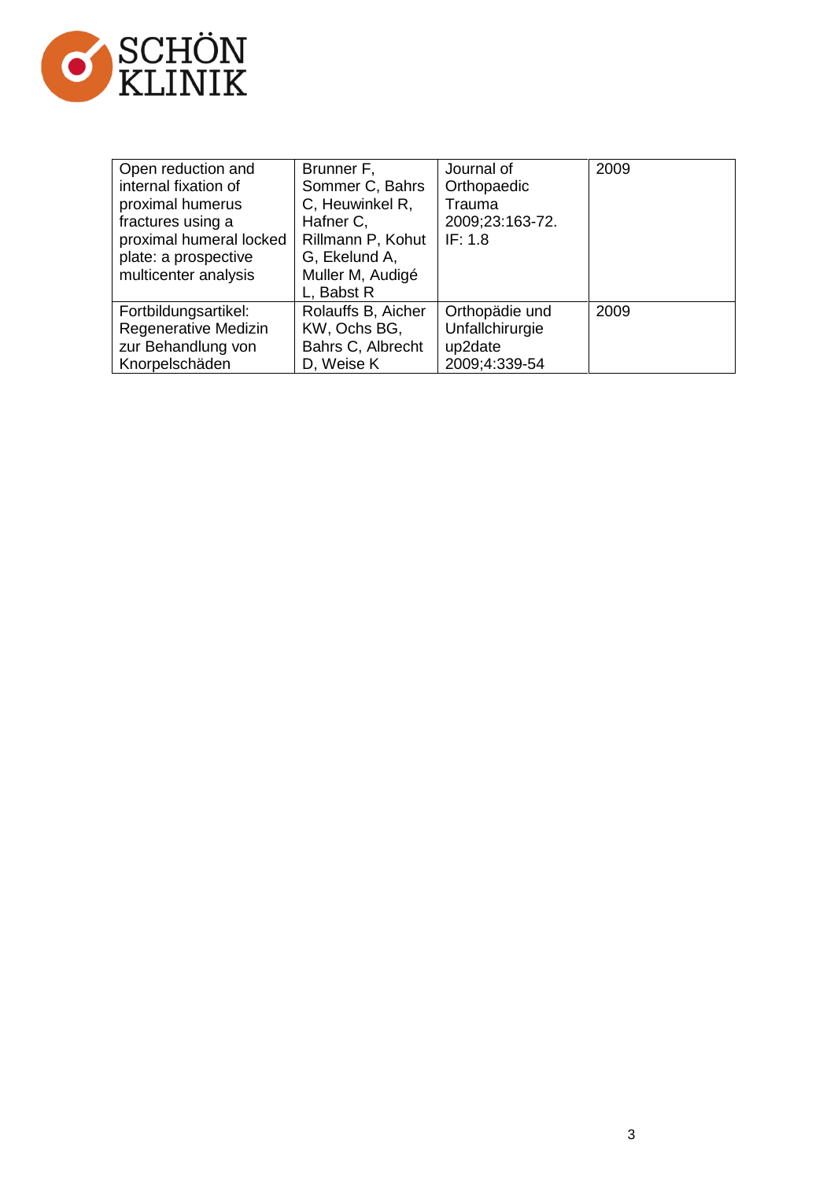| | | | |
|---|---|---|---|
| Open reduction and internal fixation of proximal humerus fractures using a proximal humeral locked plate: a prospective multicenter analysis | Brunner F, Sommer C, Bahrs C, Heuwinkel R, Hafner C, Rillmann P, Kohut G, Ekelund A, Muller M, Audigé L, Babst R | Journal of Orthopaedic Trauma 2009;23:163-72. IF: 1.8 | 2009 |
| Fortbildungsartikel: Regenerative Medizin zur Behandlung von Knorpelschäden | Rolauffs B, Aicher KW, Ochs BG, Bahrs C, Albrecht D, Weise K | Orthopädie und Unfallchirurgie up2date 2009;4:339-54 | 2009 |